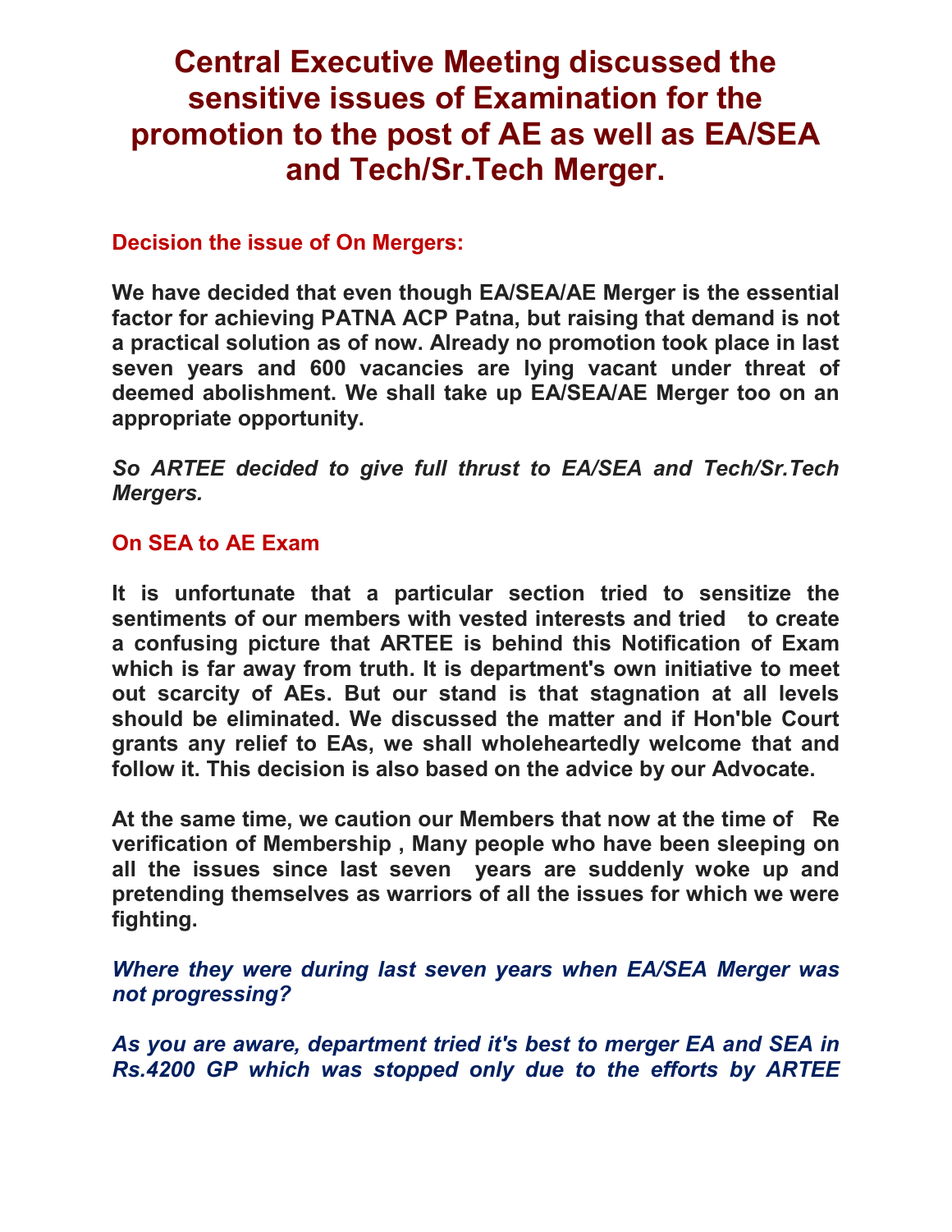# Central Executive Meeting discussed the sensitive issues of Examination for the promotion to the post of AE as well as EA/SEA and Tech/Sr.Tech Merger.

## Decision the issue of On Mergers:

**We have decided that even though EA/SEA/AE Merger is the essential factor for achieving PATNA ACP Patna, but raising that demand is not a practical solution as of now. Already no promotion took place in last seven years and 600 vacancies are lying vacant under threat of deemed abolishment. We shall take up EA/SEA/AE Merger too on an appropriate opportunity.**

***So ARTEE decided to give full thrust to EA/SEA and Tech/Sr.Tech Mergers.***

## On SEA to AE Exam

**It is unfortunate that a particular section tried to sensitize the sentiments of our members with vested interests and tried to create a confusing picture that ARTEE is behind this Notification of Exam which is far away from truth. It is department's own initiative to meet out scarcity of AEs. But our stand is that stagnation at all levels should be eliminated. We discussed the matter and if Hon'ble Court grants any relief to EAs, we shall wholeheartedly welcome that and follow it. This decision is also based on the advice by our Advocate.**

**At the same time, we caution our Members that now at the time of Re verification of Membership , Many people who have been sleeping on all the issues since last seven years are suddenly woke up and pretending themselves as warriors of all the issues for which we were fighting.**

***Where they were during last seven years when EA/SEA Merger was not progressing?***

***As you are aware, department tried it's best to merger EA and SEA in Rs.4200 GP which was stopped only due to the efforts by ARTEE***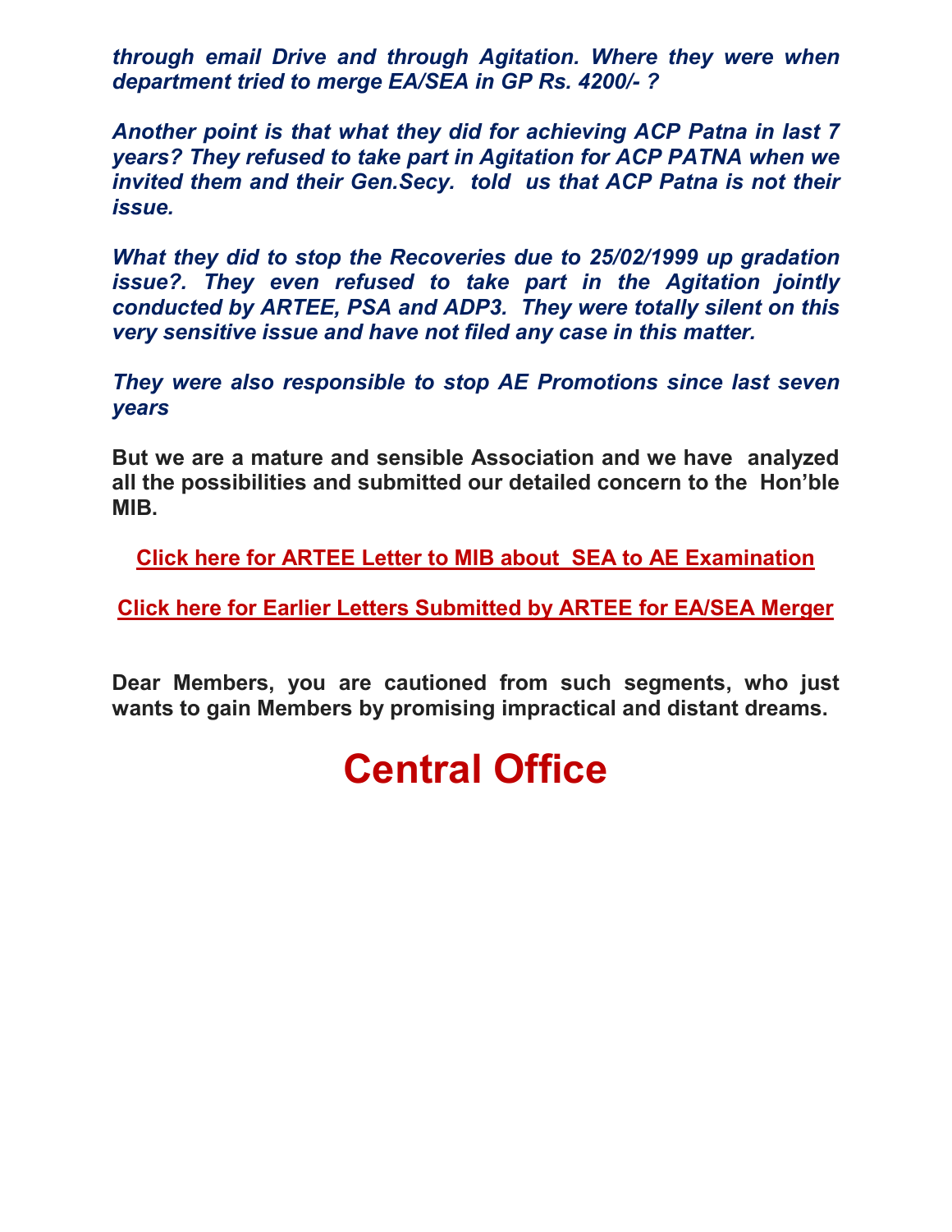*through email Drive and through Agitation. Where they were when department tried to merge EA/SEA in GP Rs. 4200/- ?*

*Another point is that what they did for achieving ACP Patna in last 7 years? They refused to take part in Agitation for ACP PATNA when we invited them and their Gen.Secy. told us that ACP Patna is not their issue.*

*What they did to stop the Recoveries due to 25/02/1999 up gradation issue?. They even refused to take part in the Agitation jointly conducted by ARTEE, PSA and ADP3. They were totally silent on this very sensitive issue and have not filed any case in this matter.*

*They were also responsible to stop AE Promotions since last seven years*

**But we are a mature and sensible Association and we have analyzed all the possibilities and submitted our detailed concern to the Hon'ble MIB.**

**Click here for ARTEE Letter to MIB about SEA to AE Examination**

**Click here for Earlier Letters Submitted by ARTEE for EA/SEA Merger**

**Dear Members, you are cautioned from such segments, who just wants to gain Members by promising impractical and distant dreams.**

# Central Office